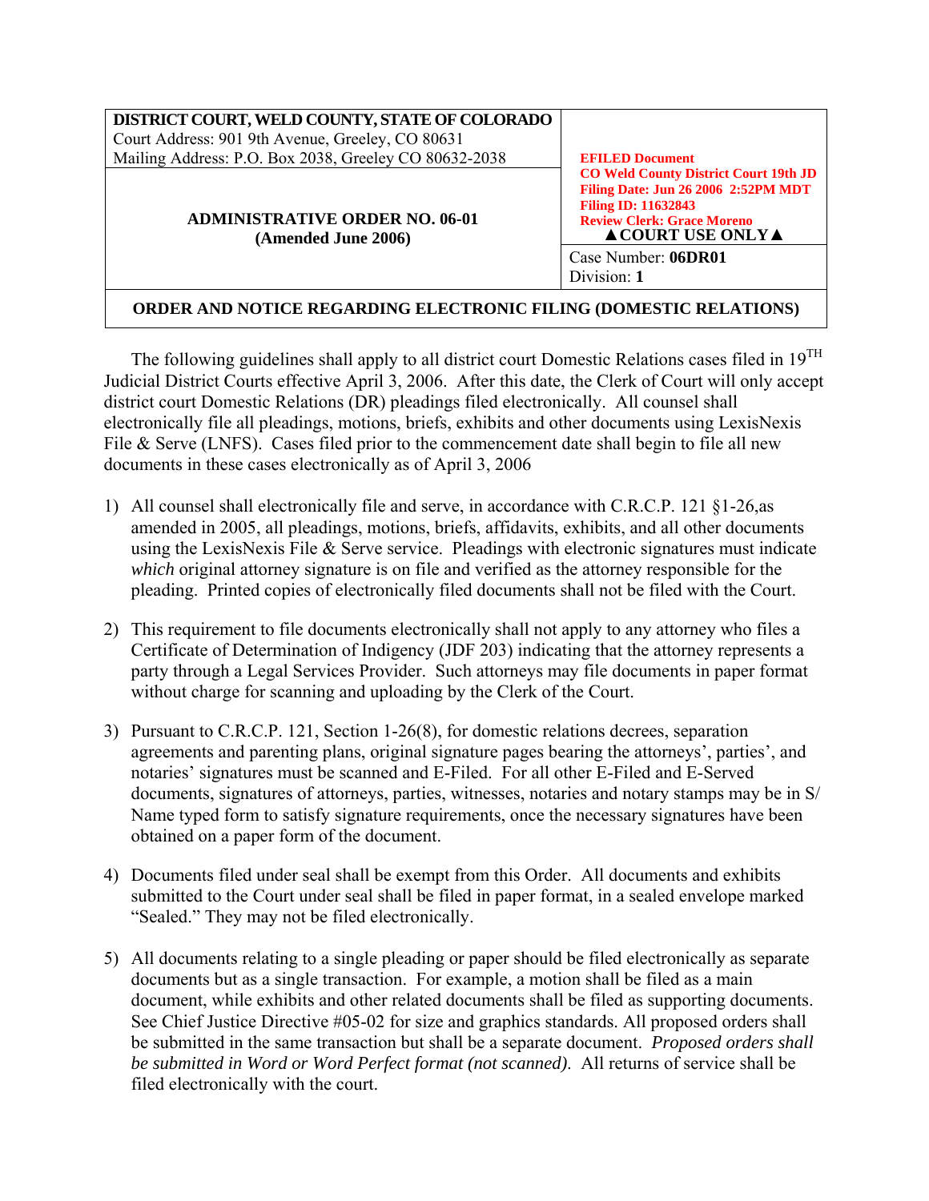| DISTRICT COURT, WELD COUNTY, STATE OF COLORADO<br>Court Address: 901 9th Avenue, Greeley, CO 80631<br>Mailing Address: P.O. Box 2038, Greeley CO 80632-2038 | EFILED Document<br>CO Weld County District Court 19th JD<br>Filing Date: Jun 26 2006 2:52PM MDT<br>Filing ID: 11632843<br>Review Clerk: Grace Moreno<br>▲COURT USE ONLY▲ |
|---|---|
| **ADMINISTRATIVE ORDER NO. 06-01**<br>**(Amended June 2006)** | Case Number: **06DR01**<br>Division: **1** |
| **ORDER AND NOTICE REGARDING ELECTRONIC FILING (DOMESTIC RELATIONS)** | |

The following guidelines shall apply to all district court Domestic Relations cases filed in 19TH Judicial District Courts effective April 3, 2006. After this date, the Clerk of Court will only accept district court Domestic Relations (DR) pleadings filed electronically. All counsel shall electronically file all pleadings, motions, briefs, exhibits and other documents using LexisNexis File & Serve (LNFS). Cases filed prior to the commencement date shall begin to file all new documents in these cases electronically as of April 3, 2006

1) All counsel shall electronically file and serve, in accordance with C.R.C.P. 121 §1-26,as amended in 2005, all pleadings, motions, briefs, affidavits, exhibits, and all other documents using the LexisNexis File & Serve service. Pleadings with electronic signatures must indicate *which* original attorney signature is on file and verified as the attorney responsible for the pleading. Printed copies of electronically filed documents shall not be filed with the Court.

2) This requirement to file documents electronically shall not apply to any attorney who files a Certificate of Determination of Indigency (JDF 203) indicating that the attorney represents a party through a Legal Services Provider. Such attorneys may file documents in paper format without charge for scanning and uploading by the Clerk of the Court.

3) Pursuant to C.R.C.P. 121, Section 1-26(8), for domestic relations decrees, separation agreements and parenting plans, original signature pages bearing the attorneys', parties', and notaries' signatures must be scanned and E-Filed. For all other E-Filed and E-Served documents, signatures of attorneys, parties, witnesses, notaries and notary stamps may be in S/ Name typed form to satisfy signature requirements, once the necessary signatures have been obtained on a paper form of the document.

4) Documents filed under seal shall be exempt from this Order. All documents and exhibits submitted to the Court under seal shall be filed in paper format, in a sealed envelope marked "Sealed." They may not be filed electronically.

5) All documents relating to a single pleading or paper should be filed electronically as separate documents but as a single transaction. For example, a motion shall be filed as a main document, while exhibits and other related documents shall be filed as supporting documents. See Chief Justice Directive #05-02 for size and graphics standards. All proposed orders shall be submitted in the same transaction but shall be a separate document. *Proposed orders shall be submitted in Word or Word Perfect format (not scanned).* All returns of service shall be filed electronically with the court.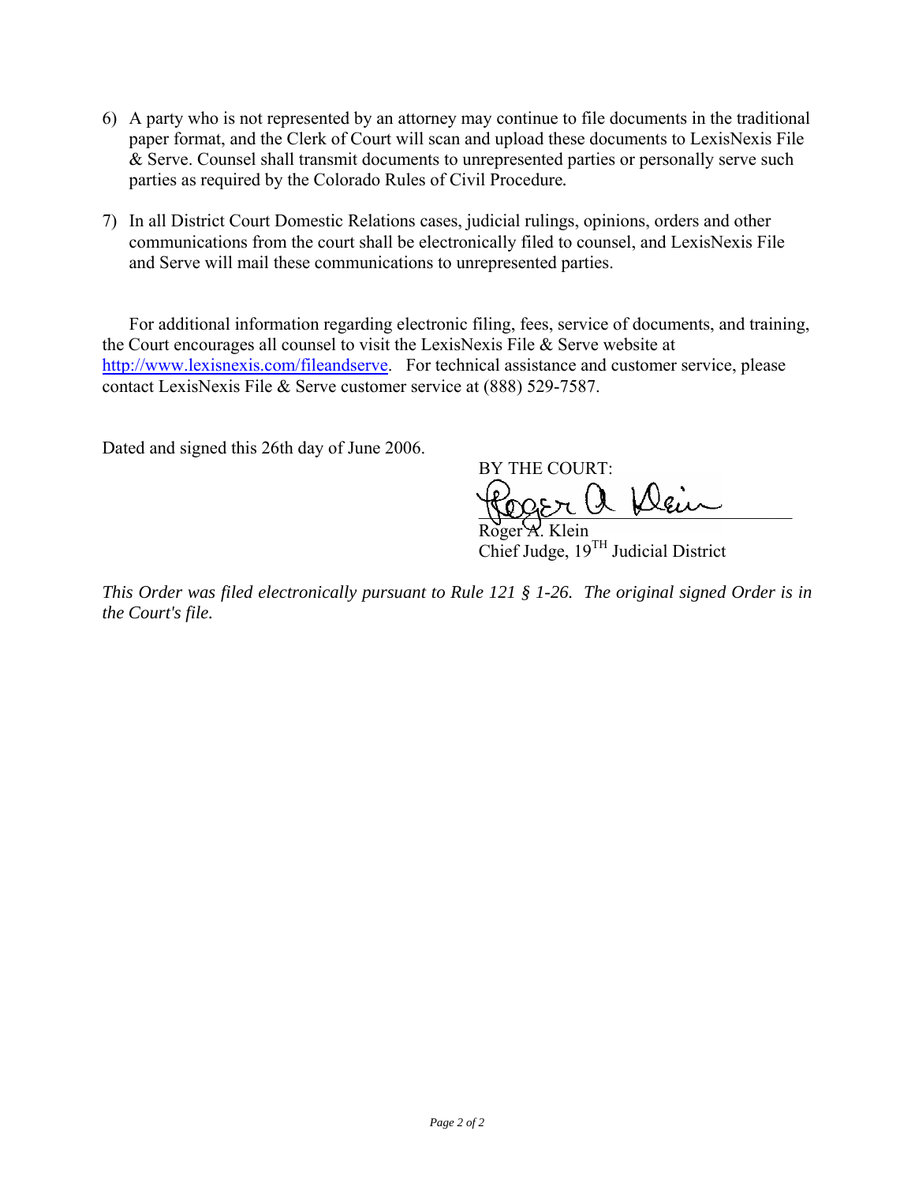6) A party who is not represented by an attorney may continue to file documents in the traditional paper format, and the Clerk of Court will scan and upload these documents to LexisNexis File & Serve. Counsel shall transmit documents to unrepresented parties or personally serve such parties as required by the Colorado Rules of Civil Procedure.

7) In all District Court Domestic Relations cases, judicial rulings, opinions, orders and other communications from the court shall be electronically filed to counsel, and LexisNexis File and Serve will mail these communications to unrepresented parties.

For additional information regarding electronic filing, fees, service of documents, and training, the Court encourages all counsel to visit the LexisNexis File & Serve website at http://www.lexisnexis.com/fileandserve. For technical assistance and customer service, please contact LexisNexis File & Serve customer service at (888) 529-7587.

Dated and signed this 26th day of June 2006.

BY THE COURT:

Roger A. Klein
Chief Judge, 19TH Judicial District

*This Order was filed electronically pursuant to Rule 121 § 1-26. The original signed Order is in the Court's file.*